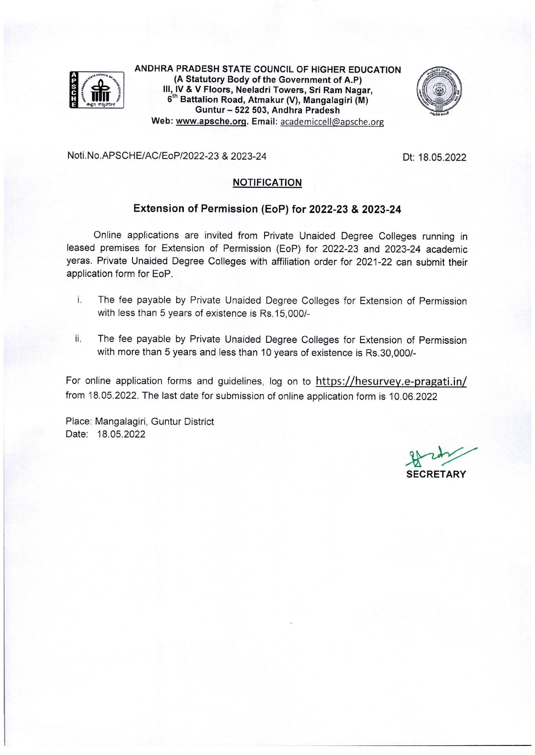**ANDHRA PRADESH STATE COUNCIL OF HIGHER EDUCATION**
**(A Statutory Body of the Government of A.P)**
**III, IV & V Floors, Neeladri Towers, Sri Ram Nagar,**
**6th Battalion Road, Atmakur (V), Mangalagiri (M)**
**Guntur – 522 503, Andhra Pradesh**
**Web: www.apsche.org. Email: academiccell@apsche.org**

Noti.No.APSCHE/AC/EoP/2022-23 & 2023-24 Dt: 18.05.2022

## NOTIFICATION

## Extension of Permission (EoP) for 2022-23 & 2023-24

Online applications are invited from Private Unaided Degree Colleges running in leased premises for Extension of Permission (EoP) for 2022-23 and 2023-24 academic yeras. Private Unaided Degree Colleges with affiliation order for 2021-22 can submit their application form for EoP.

i. The fee payable by Private Unaided Degree Colleges for Extension of Permission with less than 5 years of existence is Rs.15,000/-

ii. The fee payable by Private Unaided Degree Colleges for Extension of Permission with more than 5 years and less than 10 years of existence is Rs.30,000/-

For online application forms and guidelines, log on to https://hesurvey.e-pragati.in/ from 18.05.2022. The last date for submission of online application form is 10.06.2022

Place: Mangalagiri, Guntur District
Date: 18.05.2022

**SECRETARY**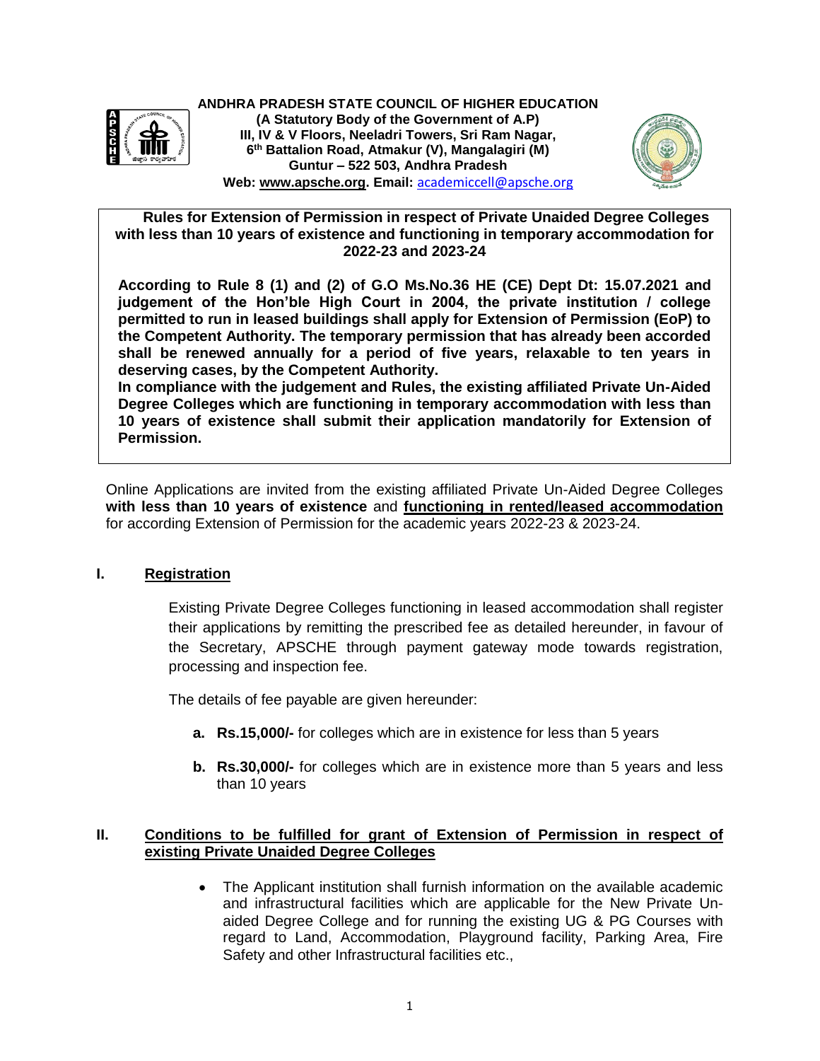**ANDHRA PRADESH STATE COUNCIL OF HIGHER EDUCATION**
**(A Statutory Body of the Government of A.P)**
**III, IV & V Floors, Neeladri Towers, Sri Ram Nagar,**
**6th Battalion Road, Atmakur (V), Mangalagiri (M)**
**Guntur – 522 503, Andhra Pradesh**
**Web: www.apsche.org. Email:** academiccell@apsche.org

**Rules for Extension of Permission in respect of Private Unaided Degree Colleges with less than 10 years of existence and functioning in temporary accommodation for 2022-23 and 2023-24**

**According to Rule 8 (1) and (2) of G.O Ms.No.36 HE (CE) Dept Dt: 15.07.2021 and judgement of the Hon'ble High Court in 2004, the private institution / college permitted to run in leased buildings shall apply for Extension of Permission (EoP) to the Competent Authority. The temporary permission that has already been accorded shall be renewed annually for a period of five years, relaxable to ten years in deserving cases, by the Competent Authority.**

**In compliance with the judgement and Rules, the existing affiliated Private Un-Aided Degree Colleges which are functioning in temporary accommodation with less than 10 years of existence shall submit their application mandatorily for Extension of Permission.**

Online Applications are invited from the existing affiliated Private Un-Aided Degree Colleges **with less than 10 years of existence** and **functioning in rented/leased accommodation** for according Extension of Permission for the academic years 2022-23 & 2023-24.

## I. Registration

Existing Private Degree Colleges functioning in leased accommodation shall register their applications by remitting the prescribed fee as detailed hereunder, in favour of the Secretary, APSCHE through payment gateway mode towards registration, processing and inspection fee.

The details of fee payable are given hereunder:

- **a. Rs.15,000/-** for colleges which are in existence for less than 5 years
- **b. Rs.30,000/-** for colleges which are in existence more than 5 years and less than 10 years

## II. Conditions to be fulfilled for grant of Extension of Permission in respect of existing Private Unaided Degree Colleges

- The Applicant institution shall furnish information on the available academic and infrastructural facilities which are applicable for the New Private Un-aided Degree College and for running the existing UG & PG Courses with regard to Land, Accommodation, Playground facility, Parking Area, Fire Safety and other Infrastructural facilities etc.,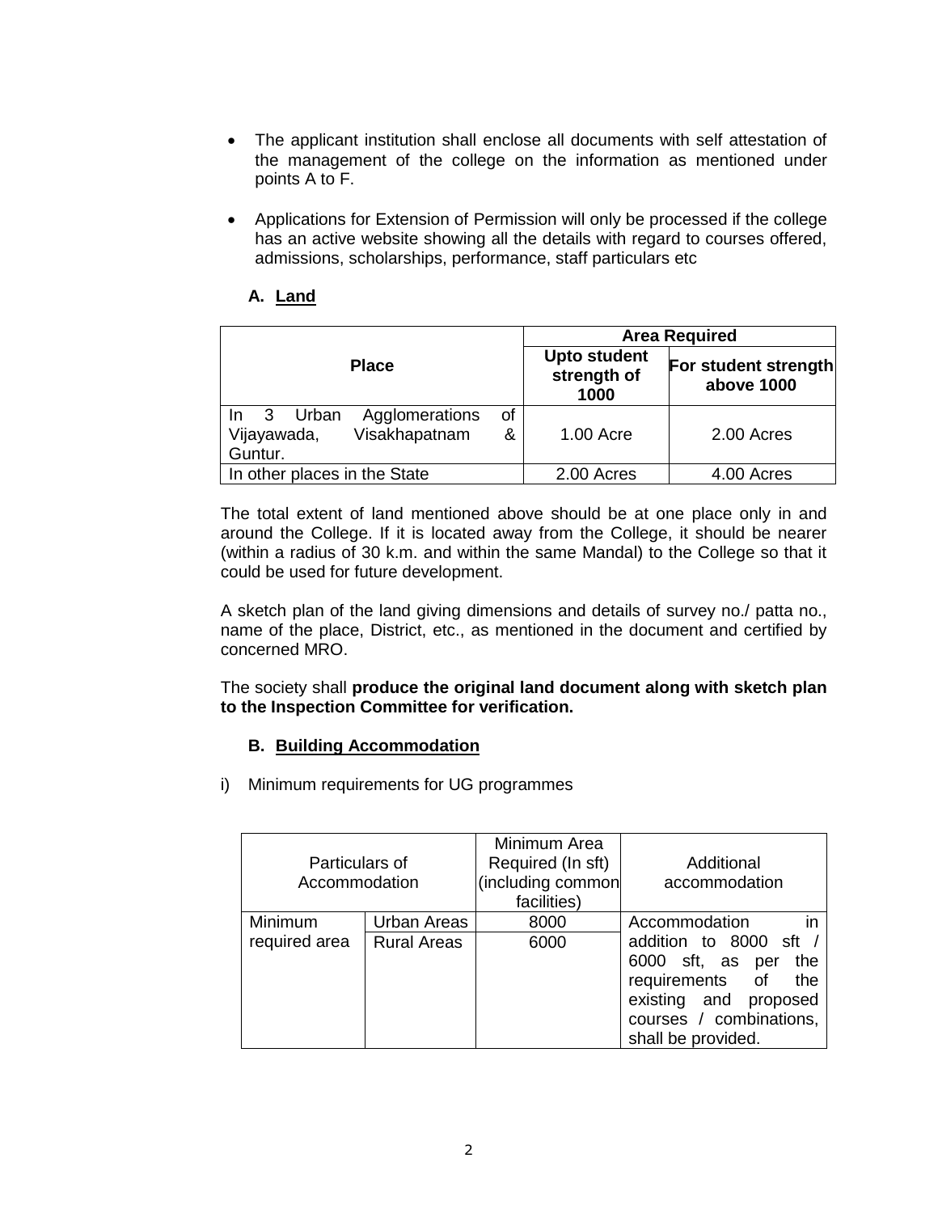- The applicant institution shall enclose all documents with self attestation of the management of the college on the information as mentioned under points A to F.

- Applications for Extension of Permission will only be processed if the college has an active website showing all the details with regard to courses offered, admissions, scholarships, performance, staff particulars etc

### A. Land

| Place | Area Required | |
|---|---|---|
| | **Upto student strength of 1000** | **For student strength above 1000** |
| In 3 Urban Agglomerations of Vijayawada, Visakhapatnam & Guntur. | 1.00 Acre | 2.00 Acres |
| In other places in the State | 2.00 Acres | 4.00 Acres |

The total extent of land mentioned above should be at one place only in and around the College. If it is located away from the College, it should be nearer (within a radius of 30 k.m. and within the same Mandal) to the College so that it could be used for future development.

A sketch plan of the land giving dimensions and details of survey no./ patta no., name of the place, District, etc., as mentioned in the document and certified by concerned MRO.

The society shall **produce the original land document along with sketch plan to the Inspection Committee for verification.**

### B. Building Accommodation

i) Minimum requirements for UG programmes

| Particulars of Accommodation | | Minimum Area Required (In sft) (including common facilities) | Additional accommodation |
|---|---|---|---|
| Minimum required area | Urban Areas | 8000 | Accommodation in addition to 8000 sft / 6000 sft, as per the requirements of the existing and proposed courses / combinations, shall be provided. |
| | Rural Areas | 6000 | |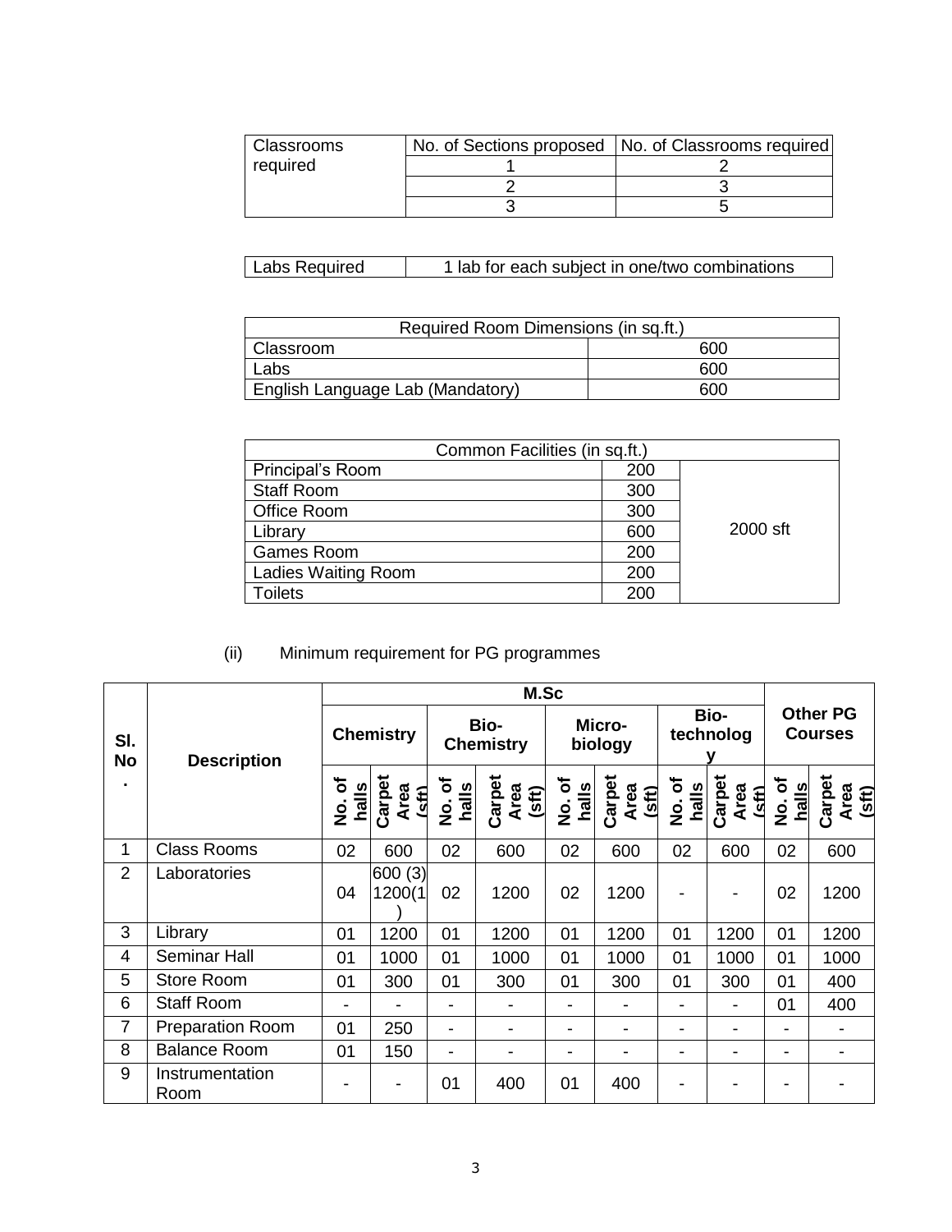| Classrooms required | No. of Sections proposed | No. of Classrooms required |
|---|---|---|
| | 1 | 2 |
| | 2 | 3 |
| | 3 | 5 |

| Labs Required | 1 lab for each subject in one/two combinations |
|---|---|

| Required Room Dimensions (in sq.ft.) | |
|---|---|
| Classroom | 600 |
| Labs | 600 |
| English Language Lab (Mandatory) | 600 |

| Common Facilities (in sq.ft.) | | |
|---|---|---|
| Principal's Room | 200 | 2000 sft |
| Staff Room | 300 | |
| Office Room | 300 | |
| Library | 600 | |
| Games Room | 200 | |
| Ladies Waiting Room | 200 | |
| Toilets | 200 | |

(ii) Minimum requirement for PG programmes

| Sl. No. | Description | M.Sc | | | | | | | | Other PG Courses | |
|---|---|---|---|---|---|---|---|---|---|---|---|
| | | Chemistry | | Bio-Chemistry | | Micro-biology | | Bio-technology | | | |
| | | No. of halls | Carpet Area (sft) | No. of halls | Carpet Area (sft) | No. of halls | Carpet Area (sft) | No. of halls | Carpet Area (sft) | No. of halls | Carpet Area (sft) |
| 1 | Class Rooms | 02 | 600 | 02 | 600 | 02 | 600 | 02 | 600 | 02 | 600 |
| 2 | Laboratories | 04 | 600 (3) 1200(1) | 02 | 1200 | 02 | 1200 | - | - | 02 | 1200 |
| 3 | Library | 01 | 1200 | 01 | 1200 | 01 | 1200 | 01 | 1200 | 01 | 1200 |
| 4 | Seminar Hall | 01 | 1000 | 01 | 1000 | 01 | 1000 | 01 | 1000 | 01 | 1000 |
| 5 | Store Room | 01 | 300 | 01 | 300 | 01 | 300 | 01 | 300 | 01 | 400 |
| 6 | Staff Room | - | - | - | - | - | - | - | - | 01 | 400 |
| 7 | Preparation Room | 01 | 250 | - | - | - | - | - | - | - | - |
| 8 | Balance Room | 01 | 150 | - | - | - | - | - | - | - | - |
| 9 | Instrumentation Room | - | - | 01 | 400 | 01 | 400 | - | - | - | - |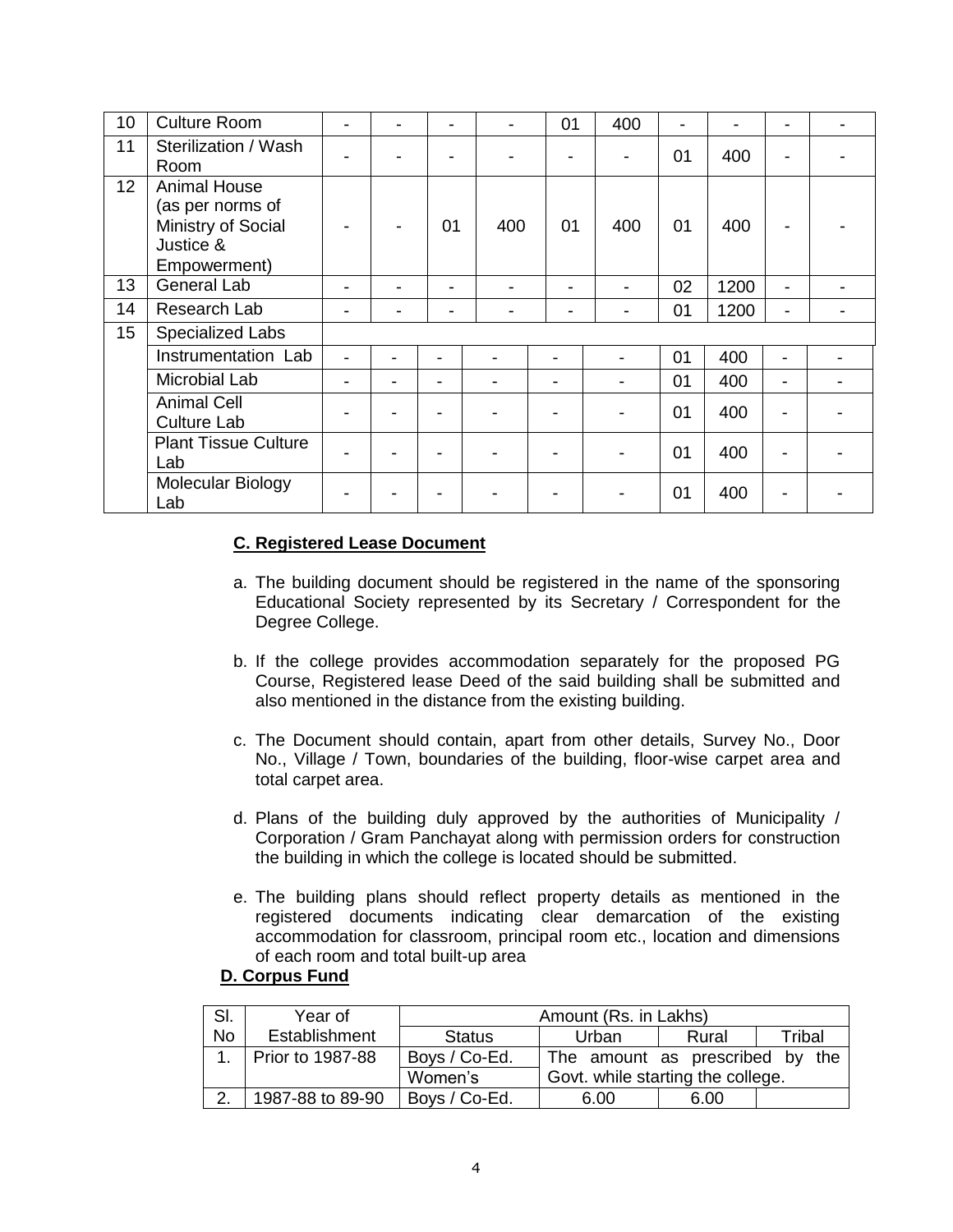| 10 | Culture Room | - | - | - | - | 01 | 400 | - | - | - | - |
|---|---|---|---|---|---|---|---|---|---|---|---|
| 11 | Sterilization / Wash Room | - | - | - | - | - | - | 01 | 400 | - | - |
| 12 | Animal House (as per norms of Ministry of Social Justice & Empowerment) | - | - | 01 | 400 | 01 | 400 | 01 | 400 | - | - |
| 13 | General Lab | - | - | - | - | - | - | 02 | 1200 | - | - |
| 14 | Research Lab | - | - | - | - | - | - | 01 | 1200 | - | - |
| 15 | Specialized Labs | | | | | | | | | | |
| | Instrumentation Lab | - | - | - | - | - | - | 01 | 400 | - | - |
| | Microbial Lab | - | - | - | - | - | - | 01 | 400 | - | - |
| | Animal Cell Culture Lab | - | - | - | - | - | - | 01 | 400 | - | - |
| | Plant Tissue Culture Lab | - | - | - | - | - | - | 01 | 400 | - | - |
| | Molecular Biology Lab | - | - | - | - | - | - | 01 | 400 | - | - |

**C. Registered Lease Document**

a. The building document should be registered in the name of the sponsoring Educational Society represented by its Secretary / Correspondent for the Degree College.

b. If the college provides accommodation separately for the proposed PG Course, Registered lease Deed of the said building shall be submitted and also mentioned in the distance from the existing building.

c. The Document should contain, apart from other details, Survey No., Door No., Village / Town, boundaries of the building, floor-wise carpet area and total carpet area.

d. Plans of the building duly approved by the authorities of Municipality / Corporation / Gram Panchayat along with permission orders for construction the building in which the college is located should be submitted.

e. The building plans should reflect property details as mentioned in the registered documents indicating clear demarcation of the existing accommodation for classroom, principal room etc., location and dimensions of each room and total built-up area

**D. Corpus Fund**

| Sl. No | Year of Establishment | Amount (Rs. in Lakhs) | | | |
|---|---|---|---|---|---|
| | | Status | Urban | Rural | Tribal |
| 1. | Prior to 1987-88 | Boys / Co-Ed. | The amount as prescribed by the Govt. while starting the college. | | |
| | | Women's | | | |
| 2. | 1987-88 to 89-90 | Boys / Co-Ed. | 6.00 | 6.00 | |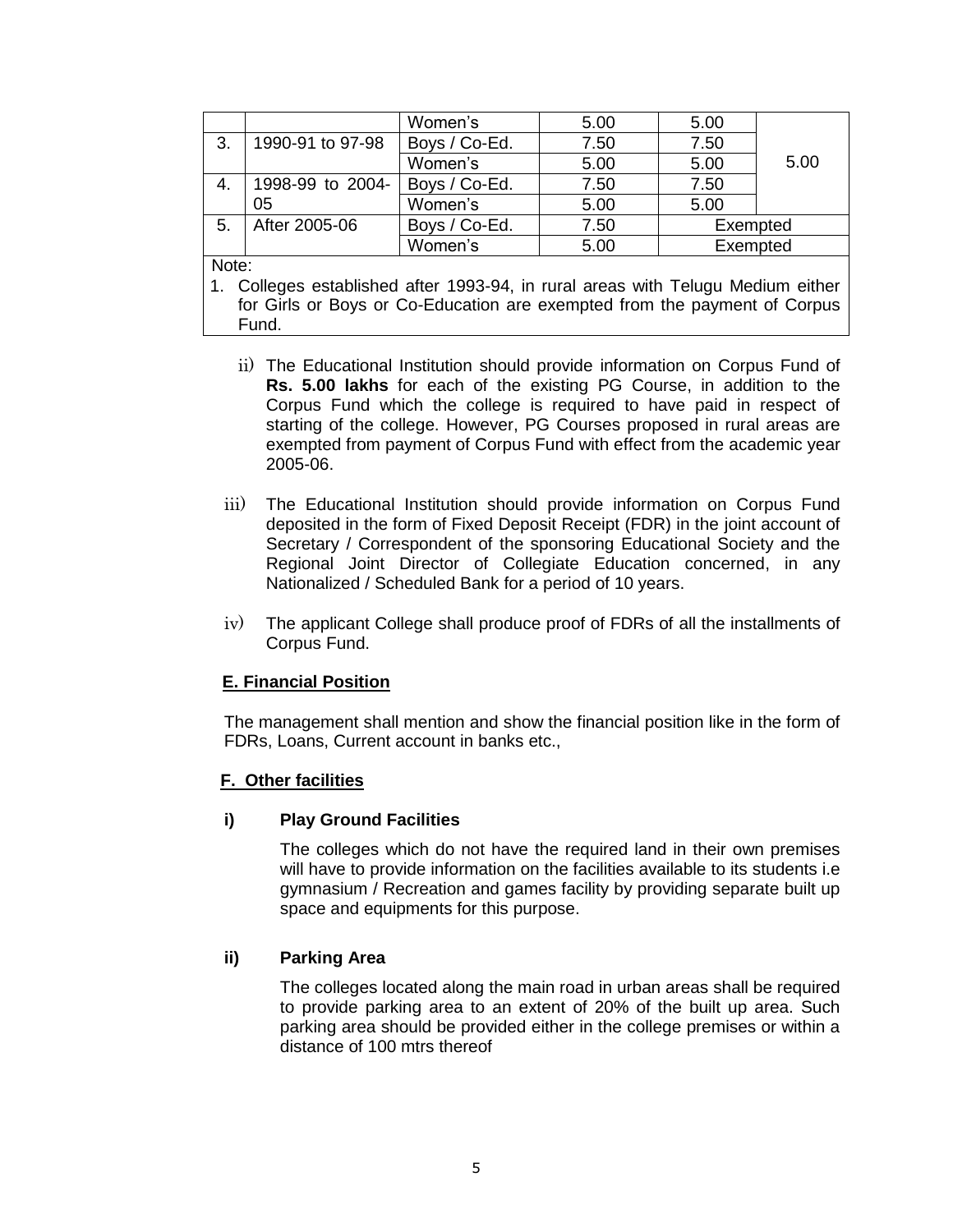|  |  | Women's | 5.00 | 5.00 |  |
|---|---|---|---|---|---|
| 3. | 1990-91 to 97-98 | Boys / Co-Ed. | 7.50 | 7.50 | 5.00 |
|  |  | Women's | 5.00 | 5.00 |  |
| 4. | 1998-99 to 2004-05 | Boys / Co-Ed. | 7.50 | 7.50 |  |
|  |  | Women's | 5.00 | 5.00 |  |
| 5. | After 2005-06 | Boys / Co-Ed. | 7.50 | Exempted |  |
|  |  | Women's | 5.00 | Exempted |  |

Note:

1. Colleges established after 1993-94, in rural areas with Telugu Medium either for Girls or Boys or Co-Education are exempted from the payment of Corpus Fund.

ii) The Educational Institution should provide information on Corpus Fund of **Rs. 5.00 lakhs** for each of the existing PG Course, in addition to the Corpus Fund which the college is required to have paid in respect of starting of the college. However, PG Courses proposed in rural areas are exempted from payment of Corpus Fund with effect from the academic year 2005-06.

iii) The Educational Institution should provide information on Corpus Fund deposited in the form of Fixed Deposit Receipt (FDR) in the joint account of Secretary / Correspondent of the sponsoring Educational Society and the Regional Joint Director of Collegiate Education concerned, in any Nationalized / Scheduled Bank for a period of 10 years.

iv) The applicant College shall produce proof of FDRs of all the installments of Corpus Fund.

**E. Financial Position**

The management shall mention and show the financial position like in the form of FDRs, Loans, Current account in banks etc.,

**F. Other facilities**

**i) Play Ground Facilities**

The colleges which do not have the required land in their own premises will have to provide information on the facilities available to its students i.e gymnasium / Recreation and games facility by providing separate built up space and equipments for this purpose.

**ii) Parking Area**

The colleges located along the main road in urban areas shall be required to provide parking area to an extent of 20% of the built up area. Such parking area should be provided either in the college premises or within a distance of 100 mtrs thereof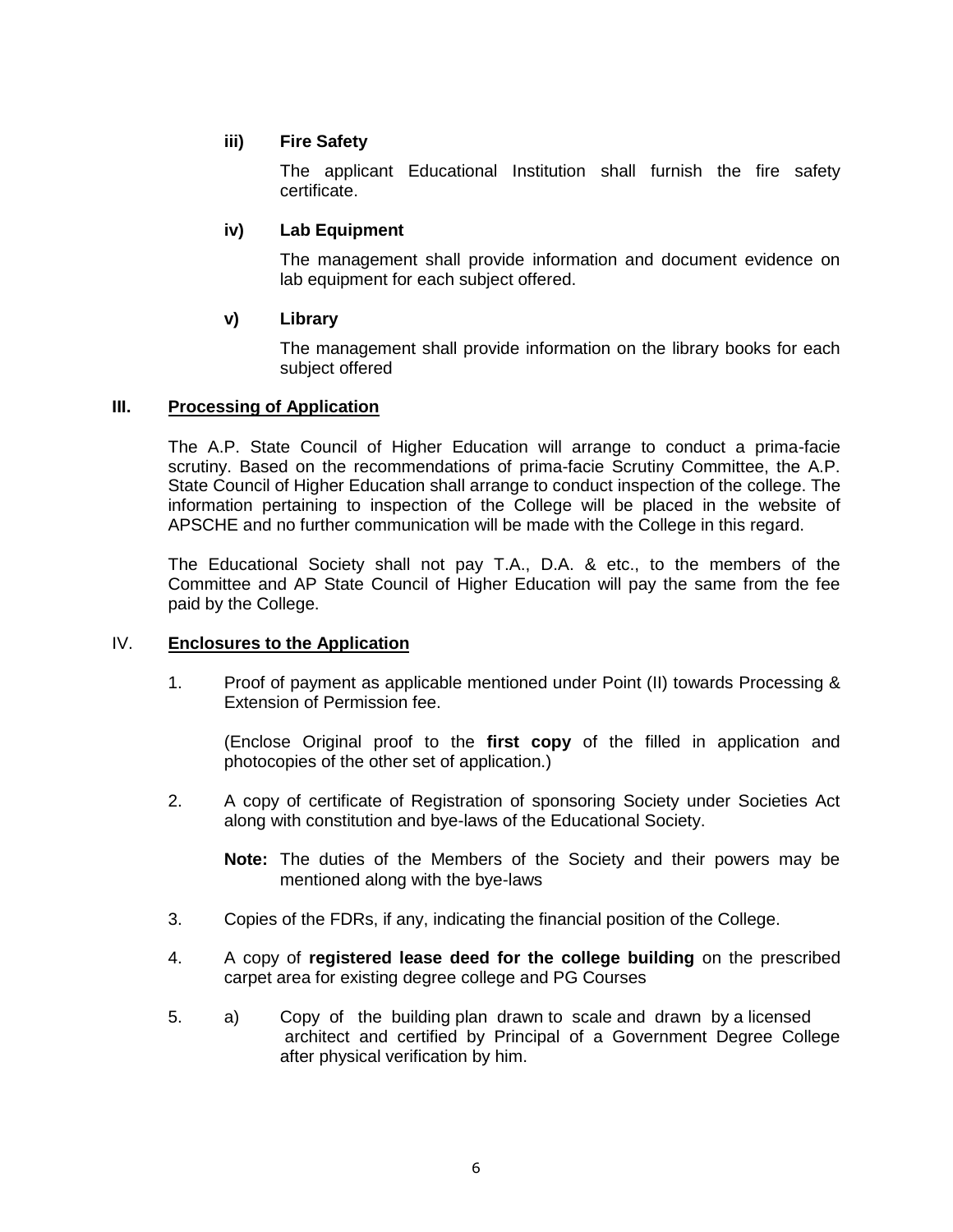**iii) Fire Safety**

The applicant Educational Institution shall furnish the fire safety certificate.

**iv) Lab Equipment**

The management shall provide information and document evidence on lab equipment for each subject offered.

**v) Library**

The management shall provide information on the library books for each subject offered

## III. Processing of Application

The A.P. State Council of Higher Education will arrange to conduct a prima-facie scrutiny. Based on the recommendations of prima-facie Scrutiny Committee, the A.P. State Council of Higher Education shall arrange to conduct inspection of the college. The information pertaining to inspection of the College will be placed in the website of APSCHE and no further communication will be made with the College in this regard.

The Educational Society shall not pay T.A., D.A. & etc., to the members of the Committee and AP State Council of Higher Education will pay the same from the fee paid by the College.

## IV. Enclosures to the Application

1. Proof of payment as applicable mentioned under Point (II) towards Processing & Extension of Permission fee.

   (Enclose Original proof to the **first copy** of the filled in application and photocopies of the other set of application.)

2. A copy of certificate of Registration of sponsoring Society under Societies Act along with constitution and bye-laws of the Educational Society.

   **Note:** The duties of the Members of the Society and their powers may be mentioned along with the bye-laws

3. Copies of the FDRs, if any, indicating the financial position of the College.

4. A copy of **registered lease deed for the college building** on the prescribed carpet area for existing degree college and PG Courses

5. a) Copy of the building plan drawn to scale and drawn by a licensed architect and certified by Principal of a Government Degree College after physical verification by him.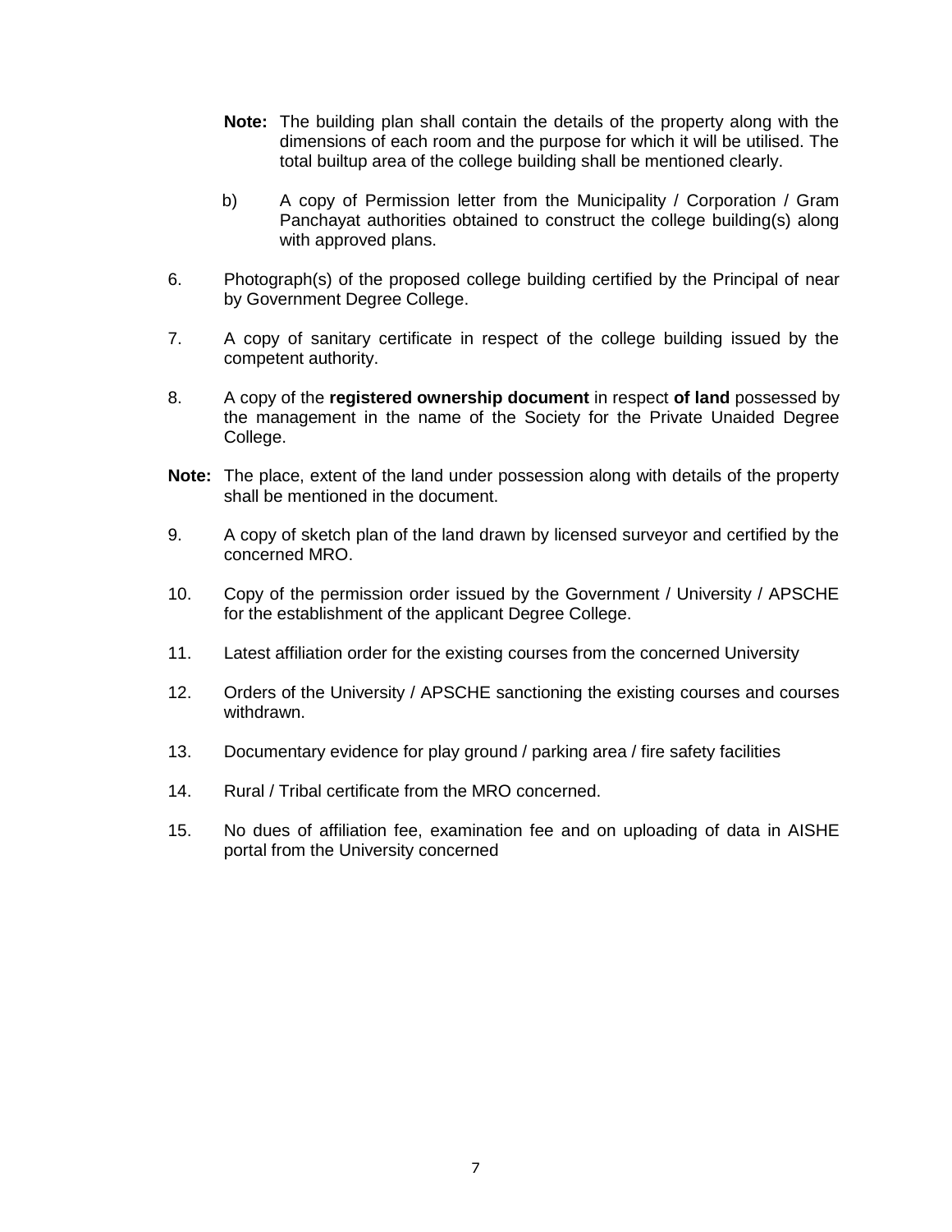**Note:** The building plan shall contain the details of the property along with the dimensions of each room and the purpose for which it will be utilised. The total builtup area of the college building shall be mentioned clearly.

b) A copy of Permission letter from the Municipality / Corporation / Gram Panchayat authorities obtained to construct the college building(s) along with approved plans.

6. Photograph(s) of the proposed college building certified by the Principal of near by Government Degree College.

7. A copy of sanitary certificate in respect of the college building issued by the competent authority.

8. A copy of the **registered ownership document** in respect **of land** possessed by the management in the name of the Society for the Private Unaided Degree College.

**Note:** The place, extent of the land under possession along with details of the property shall be mentioned in the document.

9. A copy of sketch plan of the land drawn by licensed surveyor and certified by the concerned MRO.

10. Copy of the permission order issued by the Government / University / APSCHE for the establishment of the applicant Degree College.

11. Latest affiliation order for the existing courses from the concerned University

12. Orders of the University / APSCHE sanctioning the existing courses and courses withdrawn.

13. Documentary evidence for play ground / parking area / fire safety facilities

14. Rural / Tribal certificate from the MRO concerned.

15. No dues of affiliation fee, examination fee and on uploading of data in AISHE portal from the University concerned